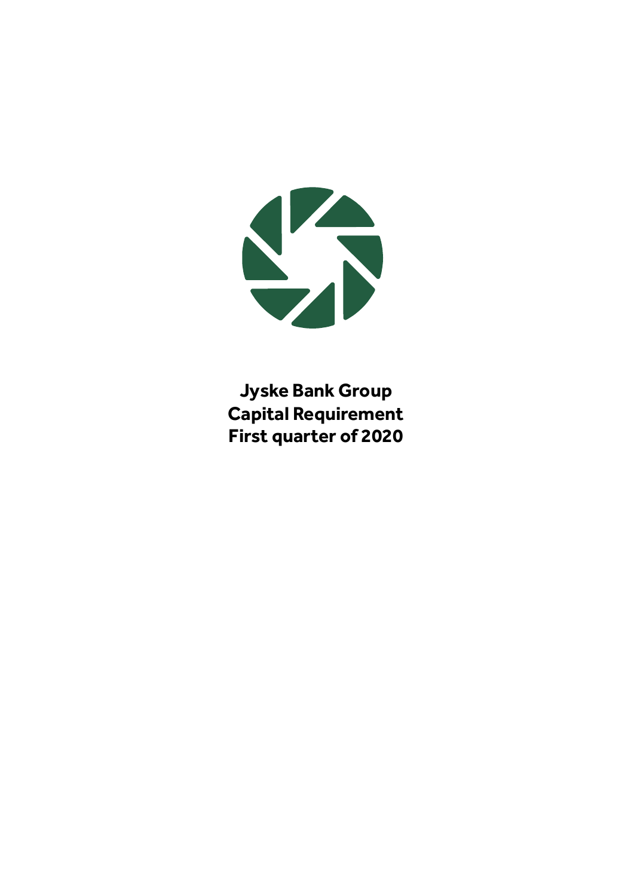# Jyske Bank Group
# Capital Requirement
# First quarter of 2020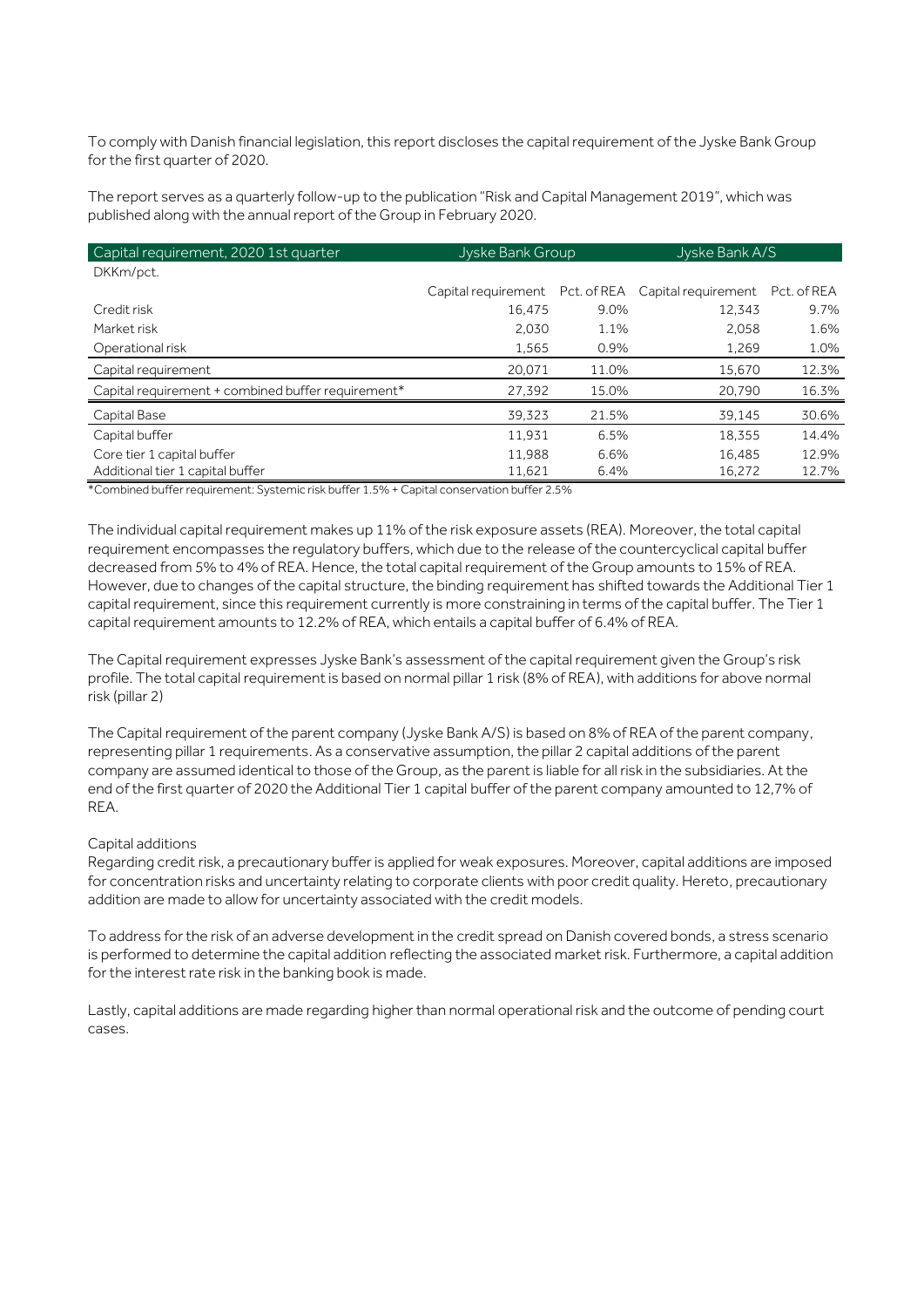To comply with Danish financial legislation, this report discloses the capital requirement of the Jyske Bank Group for the first quarter of 2020.

The report serves as a quarterly follow-up to the publication "Risk and Capital Management 2019", which was published along with the annual report of the Group in February 2020.

| Capital requirement, 2020 1st quarter | Jyske Bank Group | | Jyske Bank A/S | |
|---|---|---|---|---|
| DKKm/pct. | | | | |
| | Capital requirement | Pct. of REA | Capital requirement | Pct. of REA |
| Credit risk | 16,475 | 9.0% | 12,343 | 9.7% |
| Market risk | 2,030 | 1.1% | 2,058 | 1.6% |
| Operational risk | 1,565 | 0.9% | 1,269 | 1.0% |
| Capital requirement | 20,071 | 11.0% | 15,670 | 12.3% |
| Capital requirement + combined buffer requirement* | 27,392 | 15.0% | 20,790 | 16.3% |
| Capital Base | 39,323 | 21.5% | 39,145 | 30.6% |
| Capital buffer | 11,931 | 6.5% | 18,355 | 14.4% |
| Core tier 1 capital buffer | 11,988 | 6.6% | 16,485 | 12.9% |
| Additional tier 1 capital buffer | 11,621 | 6.4% | 16,272 | 12.7% |

*Combined buffer requirement: Systemic risk buffer 1.5% + Capital conservation buffer 2.5%

The individual capital requirement makes up 11% of the risk exposure assets (REA). Moreover, the total capital requirement encompasses the regulatory buffers, which due to the release of the countercyclical capital buffer decreased from 5% to 4% of REA. Hence, the total capital requirement of the Group amounts to 15% of REA. However, due to changes of the capital structure, the binding requirement has shifted towards the Additional Tier 1 capital requirement, since this requirement currently is more constraining in terms of the capital buffer. The Tier 1 capital requirement amounts to 12.2% of REA, which entails a capital buffer of 6.4% of REA.

The Capital requirement expresses Jyske Bank's assessment of the capital requirement given the Group's risk profile. The total capital requirement is based on normal pillar 1 risk (8% of REA), with additions for above normal risk (pillar 2)

The Capital requirement of the parent company (Jyske Bank A/S) is based on 8% of REA of the parent company, representing pillar 1 requirements. As a conservative assumption, the pillar 2 capital additions of the parent company are assumed identical to those of the Group, as the parent is liable for all risk in the subsidiaries. At the end of the first quarter of 2020 the Additional Tier 1 capital buffer of the parent company amounted to 12,7% of REA.

Capital additions

Regarding credit risk, a precautionary buffer is applied for weak exposures. Moreover, capital additions are imposed for concentration risks and uncertainty relating to corporate clients with poor credit quality. Hereto, precautionary addition are made to allow for uncertainty associated with the credit models.

To address for the risk of an adverse development in the credit spread on Danish covered bonds, a stress scenario is performed to determine the capital addition reflecting the associated market risk. Furthermore, a capital addition for the interest rate risk in the banking book is made.

Lastly, capital additions are made regarding higher than normal operational risk and the outcome of pending court cases.